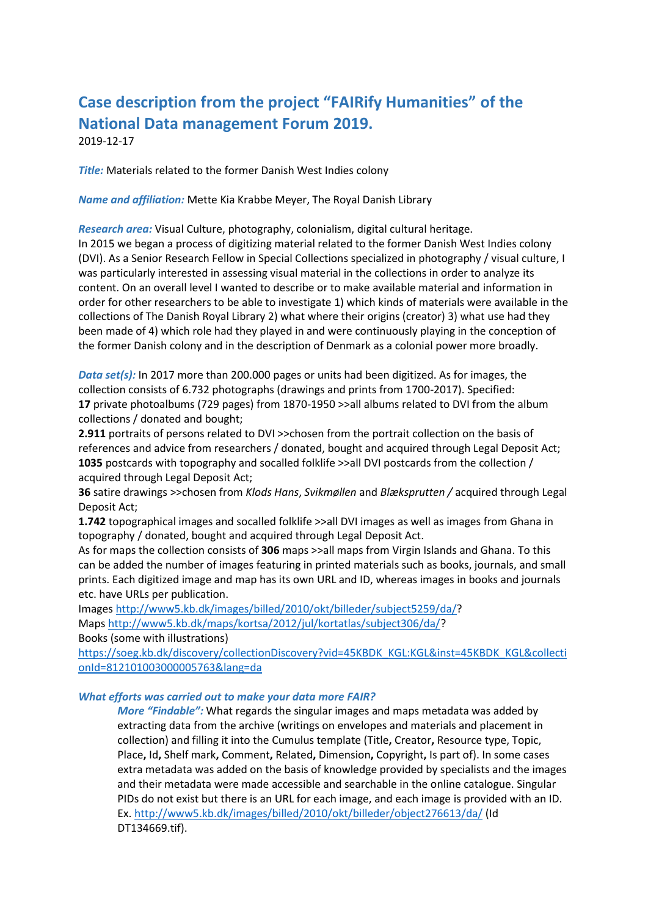# Case description from the project "FAIRify Humanities" of the National Data management Forum 2019.

2019-12-17

***Title:*** Materials related to the former Danish West Indies colony

***Name and affiliation:*** Mette Kia Krabbe Meyer, The Royal Danish Library

***Research area:*** Visual Culture, photography, colonialism, digital cultural heritage.
In 2015 we began a process of digitizing material related to the former Danish West Indies colony (DVI). As a Senior Research Fellow in Special Collections specialized in photography / visual culture, I was particularly interested in assessing visual material in the collections in order to analyze its content. On an overall level I wanted to describe or to make available material and information in order for other researchers to be able to investigate 1) which kinds of materials were available in the collections of The Danish Royal Library 2) what where their origins (creator) 3) what use had they been made of 4) which role had they played in and were continuously playing in the conception of the former Danish colony and in the description of Denmark as a colonial power more broadly.

***Data set(s):*** In 2017 more than 200.000 pages or units had been digitized. As for images, the collection consists of 6.732 photographs (drawings and prints from 1700-2017). Specified:
**17** private photoalbums (729 pages) from 1870-1950 >>all albums related to DVI from the album collections / donated and bought;
**2.911** portraits of persons related to DVI >>chosen from the portrait collection on the basis of references and advice from researchers / donated, bought and acquired through Legal Deposit Act;
**1035** postcards with topography and socalled folklife >>all DVI postcards from the collection / acquired through Legal Deposit Act;
**36** satire drawings >>chosen from *Klods Hans*, *Svikmøllen* and *Blæksprutten /* acquired through Legal Deposit Act;
**1.742** topographical images and socalled folklife >>all DVI images as well as images from Ghana in topography / donated, bought and acquired through Legal Deposit Act.
As for maps the collection consists of **306** maps >>all maps from Virgin Islands and Ghana. To this can be added the number of images featuring in printed materials such as books, journals, and small prints. Each digitized image and map has its own URL and ID, whereas images in books and journals etc. have URLs per publication.
Images http://www5.kb.dk/images/billed/2010/okt/billeder/subject5259/da/?
Maps http://www5.kb.dk/maps/kortsa/2012/jul/kortatlas/subject306/da/?
Books (some with illustrations)
https://soeg.kb.dk/discovery/collectionDiscovery?vid=45KBDK_KGL:KGL&inst=45KBDK_KGL&collectionId=812101003000005763&lang=da

***What efforts was carried out to make your data more FAIR?***

***More "Findable":*** What regards the singular images and maps metadata was added by extracting data from the archive (writings on envelopes and materials and placement in collection) and filling it into the Cumulus template (Title**,** Creator**,** Resource type, Topic, Place**,** Id**,** Shelf mark**,** Comment**,** Related**,** Dimension**,** Copyright**,** Is part of). In some cases extra metadata was added on the basis of knowledge provided by specialists and the images and their metadata were made accessible and searchable in the online catalogue. Singular PIDs do not exist but there is an URL for each image, and each image is provided with an ID. Ex. http://www5.kb.dk/images/billed/2010/okt/billeder/object276613/da/ (Id DT134669.tif).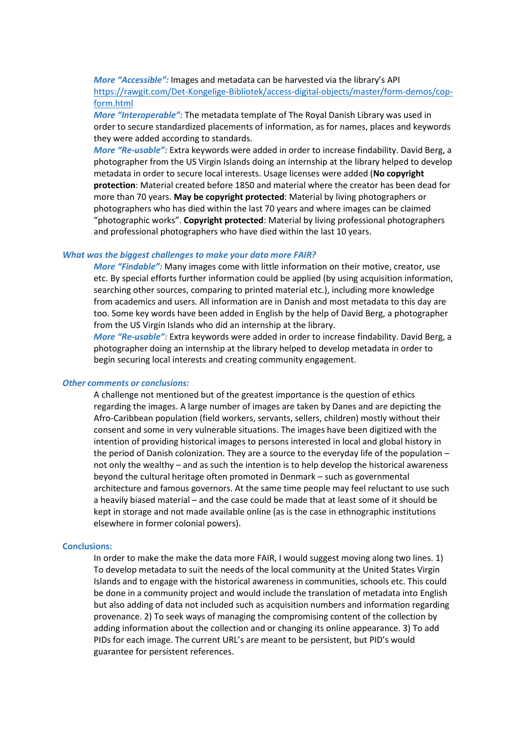***More "Accessible":*** Images and metadata can be harvested via the library's API https://rawgit.com/Det-Kongelige-Bibliotek/access-digital-objects/master/form-demos/cop-form.html

***More "Interoperable":*** The metadata template of The Royal Danish Library was used in order to secure standardized placements of information, as for names, places and keywords they were added according to standards.

***More "Re-usable":*** Extra keywords were added in order to increase findability. David Berg, a photographer from the US Virgin Islands doing an internship at the library helped to develop metadata in order to secure local interests. Usage licenses were added (**No copyright protection**: Material created before 1850 and material where the creator has been dead for more than 70 years. **May be copyright protected**: Material by living photographers or photographers who has died within the last 70 years and where images can be claimed "photographic works". **Copyright protected**: Material by living professional photographers and professional photographers who have died within the last 10 years.

### *What was the biggest challenges to make your data more FAIR?*

***More "Findable":*** Many images come with little information on their motive, creator, use etc. By special efforts further information could be applied (by using acquisition information, searching other sources, comparing to printed material etc.), including more knowledge from academics and users. All information are in Danish and most metadata to this day are too. Some key words have been added in English by the help of David Berg, a photographer from the US Virgin Islands who did an internship at the library.

***More "Re-usable":*** Extra keywords were added in order to increase findability. David Berg, a photographer doing an internship at the library helped to develop metadata in order to begin securing local interests and creating community engagement.

### *Other comments or conclusions:*

A challenge not mentioned but of the greatest importance is the question of ethics regarding the images. A large number of images are taken by Danes and are depicting the Afro-Caribbean population (field workers, servants, sellers, children) mostly without their consent and some in very vulnerable situations. The images have been digitized with the intention of providing historical images to persons interested in local and global history in the period of Danish colonization. They are a source to the everyday life of the population – not only the wealthy – and as such the intention is to help develop the historical awareness beyond the cultural heritage often promoted in Denmark – such as governmental architecture and famous governors. At the same time people may feel reluctant to use such a heavily biased material – and the case could be made that at least some of it should be kept in storage and not made available online (as is the case in ethnographic institutions elsewhere in former colonial powers).

### Conclusions:

In order to make the make the data more FAIR, I would suggest moving along two lines. 1) To develop metadata to suit the needs of the local community at the United States Virgin Islands and to engage with the historical awareness in communities, schools etc. This could be done in a community project and would include the translation of metadata into English but also adding of data not included such as acquisition numbers and information regarding provenance. 2) To seek ways of managing the compromising content of the collection by adding information about the collection and or changing its online appearance. 3) To add PIDs for each image. The current URL's are meant to be persistent, but PID's would guarantee for persistent references.